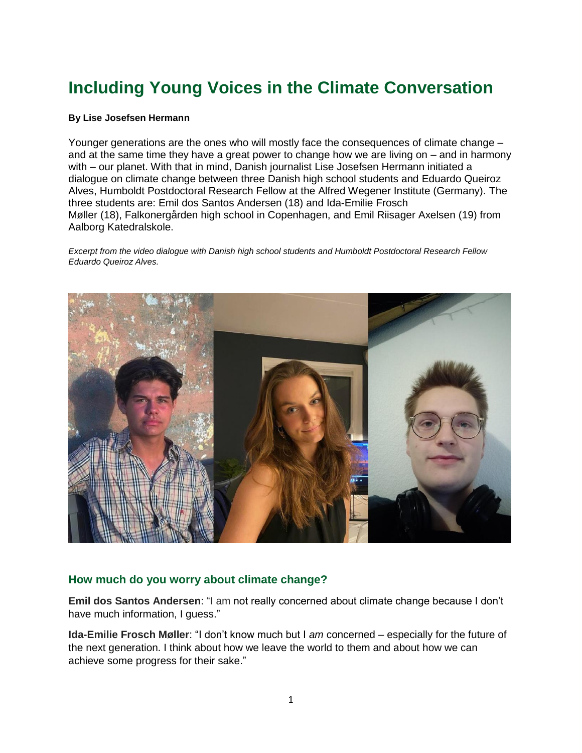# Including Young Voices in the Climate Conversation

**By Lise Josefsen Hermann**

Younger generations are the ones who will mostly face the consequences of climate change – and at the same time they have a great power to change how we are living on – and in harmony with – our planet. With that in mind, Danish journalist Lise Josefsen Hermann initiated a dialogue on climate change between three Danish high school students and Eduardo Queiroz Alves, Humboldt Postdoctoral Research Fellow at the Alfred Wegener Institute (Germany). The three students are: Emil dos Santos Andersen (18) and Ida-Emilie Frosch Møller (18), Falkonergården high school in Copenhagen, and Emil Riisager Axelsen (19) from Aalborg Katedralskole.

*Excerpt from the video dialogue with Danish high school students and Humboldt Postdoctoral Research Fellow Eduardo Queiroz Alves.*

## How much do you worry about climate change?

**Emil dos Santos Andersen**: "I am not really concerned about climate change because I don't have much information, I guess."

**Ida-Emilie Frosch Møller**: "I don't know much but I *am* concerned – especially for the future of the next generation. I think about how we leave the world to them and about how we can achieve some progress for their sake."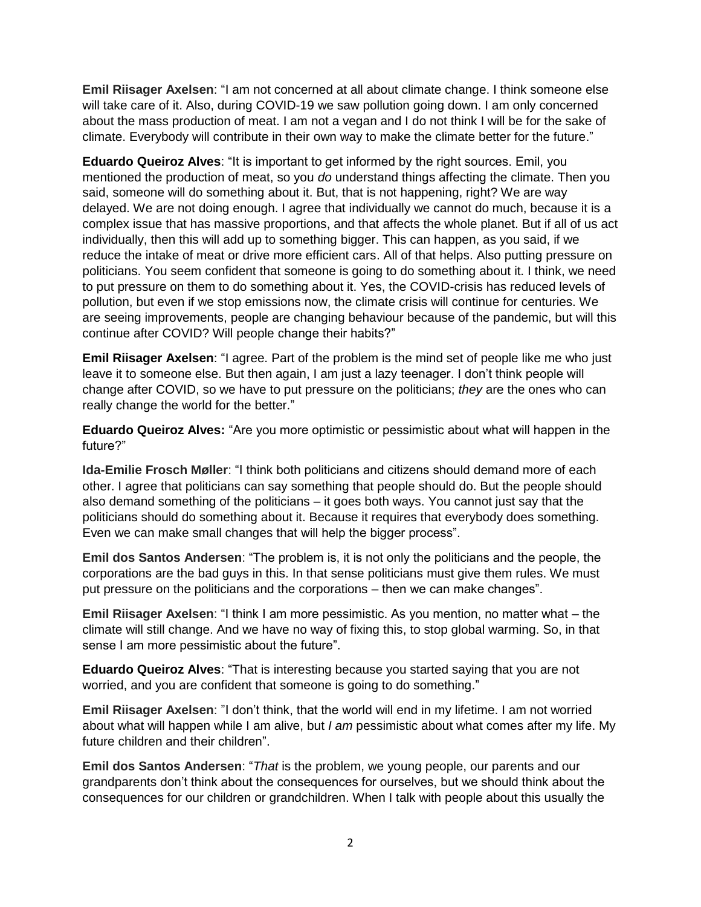**Emil Riisager Axelsen**: “I am not concerned at all about climate change. I think someone else will take care of it. Also, during COVID-19 we saw pollution going down. I am only concerned about the mass production of meat. I am not a vegan and I do not think I will be for the sake of climate. Everybody will contribute in their own way to make the climate better for the future.”

**Eduardo Queiroz Alves**: “It is important to get informed by the right sources. Emil, you mentioned the production of meat, so you *do* understand things affecting the climate. Then you said, someone will do something about it. But, that is not happening, right? We are way delayed. We are not doing enough. I agree that individually we cannot do much, because it is a complex issue that has massive proportions, and that affects the whole planet. But if all of us act individually, then this will add up to something bigger. This can happen, as you said, if we reduce the intake of meat or drive more efficient cars. All of that helps. Also putting pressure on politicians. You seem confident that someone is going to do something about it. I think, we need to put pressure on them to do something about it. Yes, the COVID-crisis has reduced levels of pollution, but even if we stop emissions now, the climate crisis will continue for centuries. We are seeing improvements, people are changing behaviour because of the pandemic, but will this continue after COVID? Will people change their habits?”

**Emil Riisager Axelsen**: “I agree. Part of the problem is the mind set of people like me who just leave it to someone else. But then again, I am just a lazy teenager. I don’t think people will change after COVID, so we have to put pressure on the politicians; *they* are the ones who can really change the world for the better.”

**Eduardo Queiroz Alves:** “Are you more optimistic or pessimistic about what will happen in the future?”

**Ida-Emilie Frosch Møller**: “I think both politicians and citizens should demand more of each other. I agree that politicians can say something that people should do. But the people should also demand something of the politicians – it goes both ways. You cannot just say that the politicians should do something about it. Because it requires that everybody does something. Even we can make small changes that will help the bigger process”.

**Emil dos Santos Andersen**: “The problem is, it is not only the politicians and the people, the corporations are the bad guys in this. In that sense politicians must give them rules. We must put pressure on the politicians and the corporations – then we can make changes”.

**Emil Riisager Axelsen**: “I think I am more pessimistic. As you mention, no matter what – the climate will still change. And we have no way of fixing this, to stop global warming. So, in that sense I am more pessimistic about the future”.

**Eduardo Queiroz Alves**: “That is interesting because you started saying that you are not worried, and you are confident that someone is going to do something.”

**Emil Riisager Axelsen**: ”I don’t think, that the world will end in my lifetime. I am not worried about what will happen while I am alive, but *I am* pessimistic about what comes after my life. My future children and their children”.

**Emil dos Santos Andersen**: “*That* is the problem, we young people, our parents and our grandparents don’t think about the consequences for ourselves, but we should think about the consequences for our children or grandchildren. When I talk with people about this usually the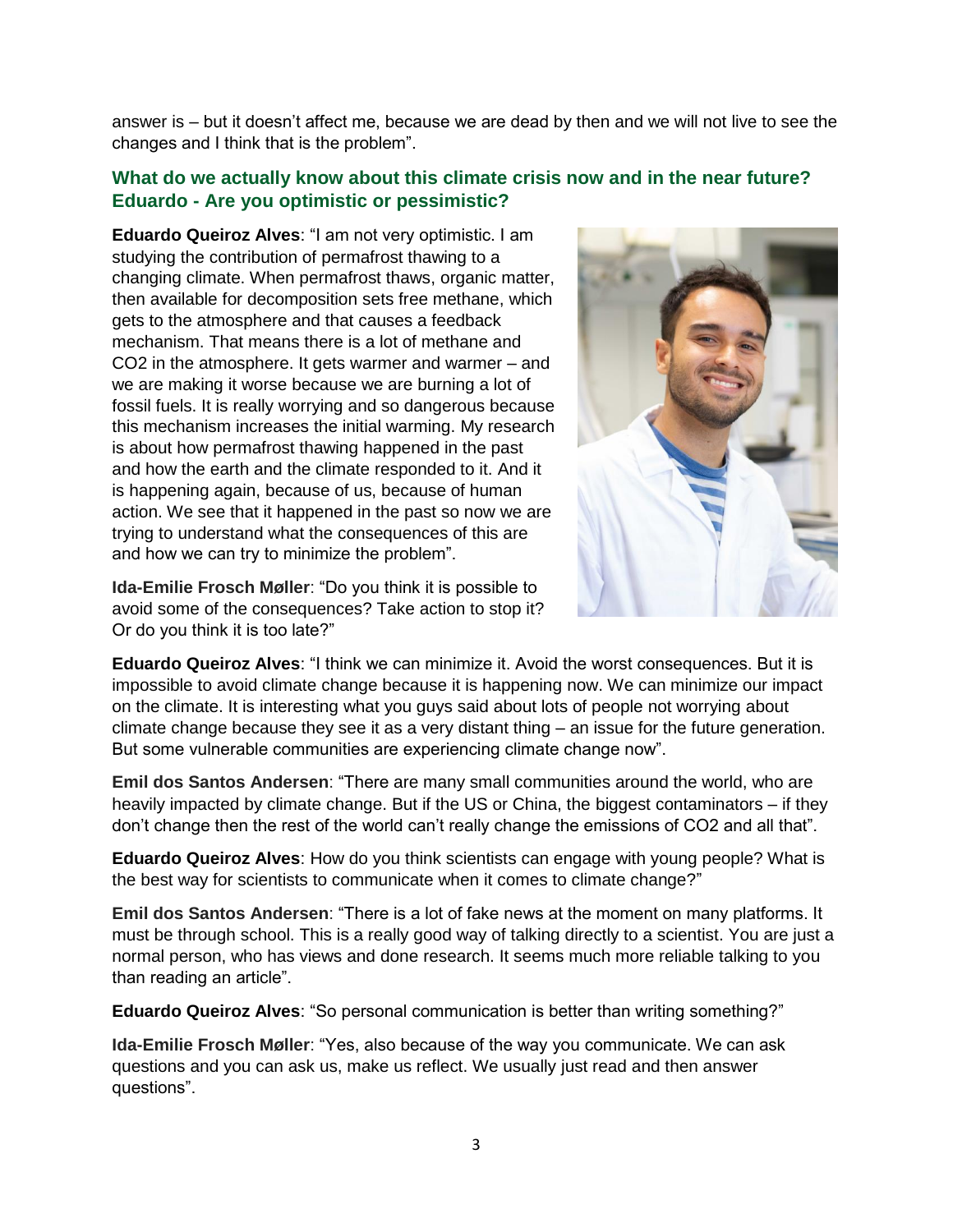answer is – but it doesn't affect me, because we are dead by then and we will not live to see the changes and I think that is the problem".

### What do we actually know about this climate crisis now and in the near future? Eduardo - Are you optimistic or pessimistic?

**Eduardo Queiroz Alves**: "I am not very optimistic. I am studying the contribution of permafrost thawing to a changing climate. When permafrost thaws, organic matter, then available for decomposition sets free methane, which gets to the atmosphere and that causes a feedback mechanism. That means there is a lot of methane and CO2 in the atmosphere. It gets warmer and warmer – and we are making it worse because we are burning a lot of fossil fuels. It is really worrying and so dangerous because this mechanism increases the initial warming. My research is about how permafrost thawing happened in the past and how the earth and the climate responded to it. And it is happening again, because of us, because of human action. We see that it happened in the past so now we are trying to understand what the consequences of this are and how we can try to minimize the problem".

**Ida-Emilie Frosch Møller**: "Do you think it is possible to avoid some of the consequences? Take action to stop it? Or do you think it is too late?"

**Eduardo Queiroz Alves**: "I think we can minimize it. Avoid the worst consequences. But it is impossible to avoid climate change because it is happening now. We can minimize our impact on the climate. It is interesting what you guys said about lots of people not worrying about climate change because they see it as a very distant thing – an issue for the future generation. But some vulnerable communities are experiencing climate change now".

**Emil dos Santos Andersen**: "There are many small communities around the world, who are heavily impacted by climate change. But if the US or China, the biggest contaminators – if they don't change then the rest of the world can't really change the emissions of CO2 and all that".

**Eduardo Queiroz Alves**: How do you think scientists can engage with young people? What is the best way for scientists to communicate when it comes to climate change?"

**Emil dos Santos Andersen**: "There is a lot of fake news at the moment on many platforms. It must be through school. This is a really good way of talking directly to a scientist. You are just a normal person, who has views and done research. It seems much more reliable talking to you than reading an article".

**Eduardo Queiroz Alves**: "So personal communication is better than writing something?"

**Ida-Emilie Frosch Møller**: "Yes, also because of the way you communicate. We can ask questions and you can ask us, make us reflect. We usually just read and then answer questions".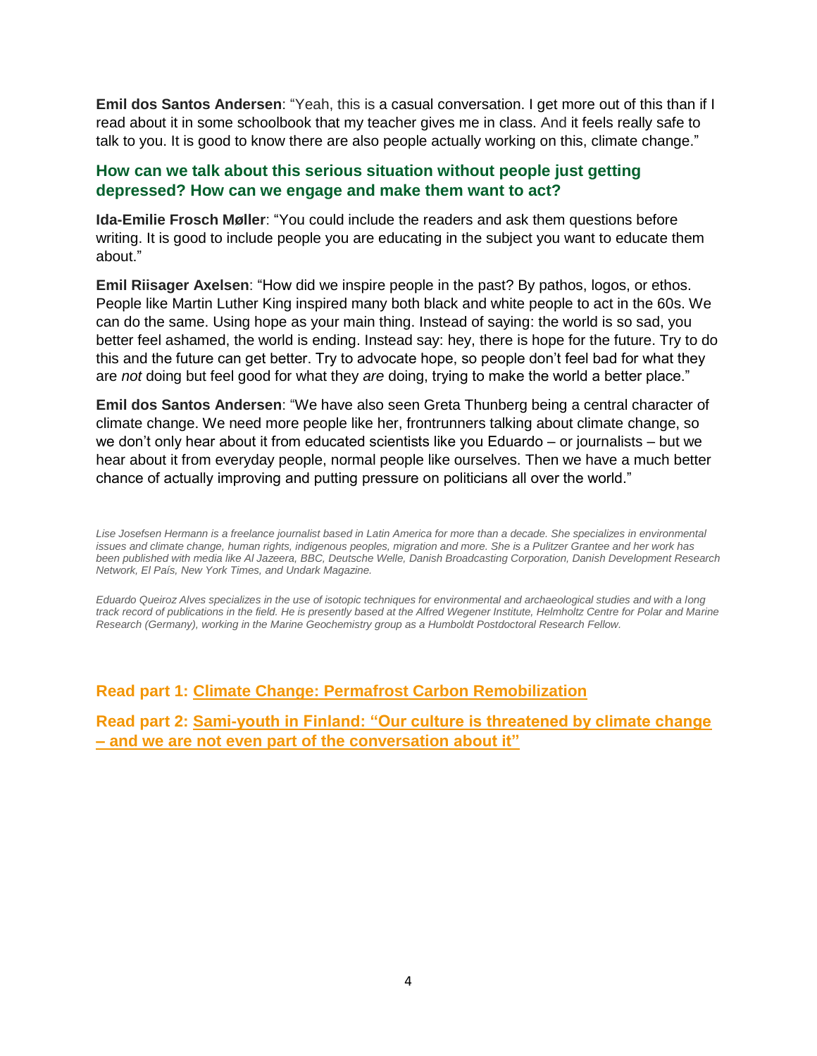**Emil dos Santos Andersen**: "Yeah, this is a casual conversation. I get more out of this than if I read about it in some schoolbook that my teacher gives me in class. And it feels really safe to talk to you. It is good to know there are also people actually working on this, climate change."

### How can we talk about this serious situation without people just getting depressed? How can we engage and make them want to act?

**Ida-Emilie Frosch Møller**: "You could include the readers and ask them questions before writing. It is good to include people you are educating in the subject you want to educate them about."

**Emil Riisager Axelsen**: "How did we inspire people in the past? By pathos, logos, or ethos. People like Martin Luther King inspired many both black and white people to act in the 60s. We can do the same. Using hope as your main thing. Instead of saying: the world is so sad, you better feel ashamed, the world is ending. Instead say: hey, there is hope for the future. Try to do this and the future can get better. Try to advocate hope, so people don't feel bad for what they are *not* doing but feel good for what they *are* doing, trying to make the world a better place."

**Emil dos Santos Andersen**: "We have also seen Greta Thunberg being a central character of climate change. We need more people like her, frontrunners talking about climate change, so we don't only hear about it from educated scientists like you Eduardo – or journalists – but we hear about it from everyday people, normal people like ourselves. Then we have a much better chance of actually improving and putting pressure on politicians all over the world."

*Lise Josefsen Hermann is a freelance journalist based in Latin America for more than a decade. She specializes in environmental issues and climate change, human rights, indigenous peoples, migration and more. She is a Pulitzer Grantee and her work has been published with media like Al Jazeera, BBC, Deutsche Welle, Danish Broadcasting Corporation, Danish Development Research Network, El País, New York Times, and Undark Magazine.*

*Eduardo Queiroz Alves specializes in the use of isotopic techniques for environmental and archaeological studies and with a long track record of publications in the field. He is presently based at the Alfred Wegener Institute, Helmholtz Centre for Polar and Marine Research (Germany), working in the Marine Geochemistry group as a Humboldt Postdoctoral Research Fellow.*

**Read part 1: Climate Change: Permafrost Carbon Remobilization**

**Read part 2: Sami-youth in Finland: "Our culture is threatened by climate change – and we are not even part of the conversation about it"**